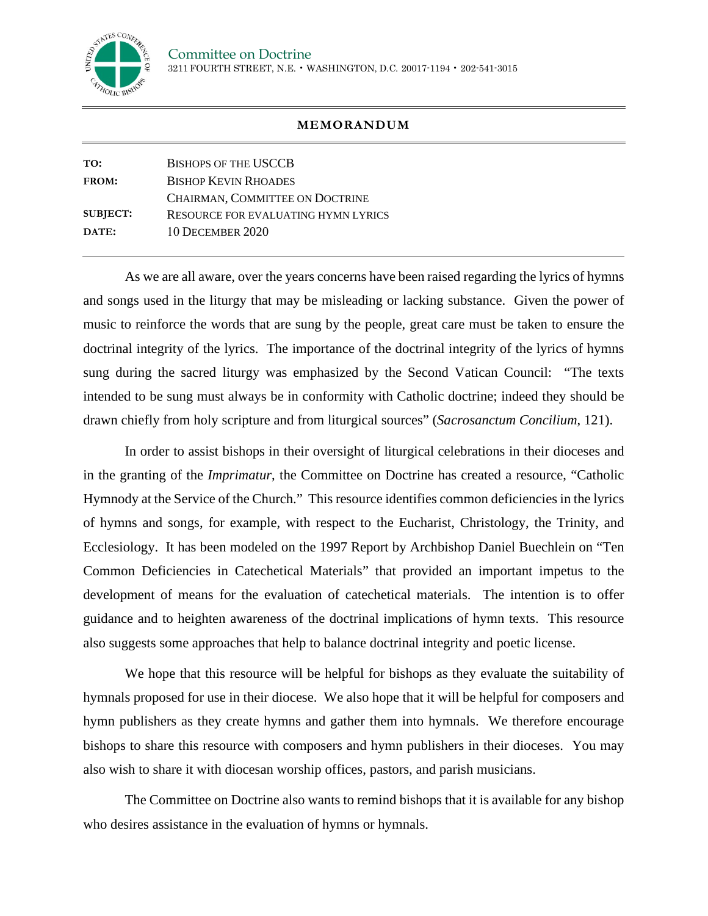Committee on Doctrine
3211 FOURTH STREET, N.E. • WASHINGTON, D.C. 20017-1194 • 202-541-3015

# MEMORANDUM

| | |
|---|---|
| **TO:** | BISHOPS OF THE USCCB |
| **FROM:** | BISHOP KEVIN RHOADES<br>CHAIRMAN, COMMITTEE ON DOCTRINE |
| **SUBJECT:** | RESOURCE FOR EVALUATING HYMN LYRICS |
| **DATE:** | 10 DECEMBER 2020 |

As we are all aware, over the years concerns have been raised regarding the lyrics of hymns and songs used in the liturgy that may be misleading or lacking substance. Given the power of music to reinforce the words that are sung by the people, great care must be taken to ensure the doctrinal integrity of the lyrics. The importance of the doctrinal integrity of the lyrics of hymns sung during the sacred liturgy was emphasized by the Second Vatican Council: "The texts intended to be sung must always be in conformity with Catholic doctrine; indeed they should be drawn chiefly from holy scripture and from liturgical sources" (*Sacrosanctum Concilium*, 121).

In order to assist bishops in their oversight of liturgical celebrations in their dioceses and in the granting of the *Imprimatur*, the Committee on Doctrine has created a resource, "Catholic Hymnody at the Service of the Church." This resource identifies common deficiencies in the lyrics of hymns and songs, for example, with respect to the Eucharist, Christology, the Trinity, and Ecclesiology. It has been modeled on the 1997 Report by Archbishop Daniel Buechlein on "Ten Common Deficiencies in Catechetical Materials" that provided an important impetus to the development of means for the evaluation of catechetical materials. The intention is to offer guidance and to heighten awareness of the doctrinal implications of hymn texts. This resource also suggests some approaches that help to balance doctrinal integrity and poetic license.

We hope that this resource will be helpful for bishops as they evaluate the suitability of hymnals proposed for use in their diocese. We also hope that it will be helpful for composers and hymn publishers as they create hymns and gather them into hymnals. We therefore encourage bishops to share this resource with composers and hymn publishers in their dioceses. You may also wish to share it with diocesan worship offices, pastors, and parish musicians.

The Committee on Doctrine also wants to remind bishops that it is available for any bishop who desires assistance in the evaluation of hymns or hymnals.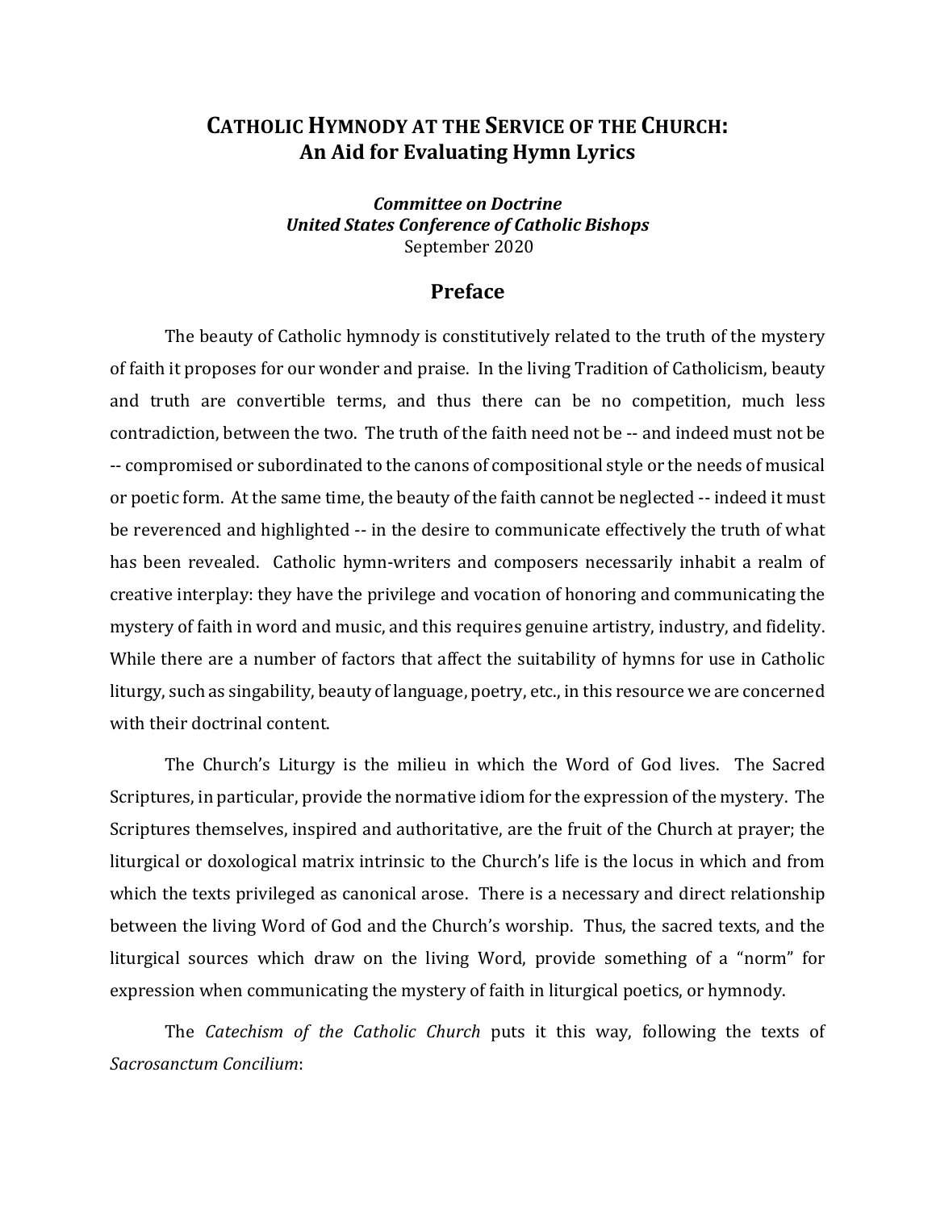# CATHOLIC HYMNODY AT THE SERVICE OF THE CHURCH: An Aid for Evaluating Hymn Lyrics

***Committee on Doctrine***
***United States Conference of Catholic Bishops***
September 2020

## Preface

The beauty of Catholic hymnody is constitutively related to the truth of the mystery of faith it proposes for our wonder and praise. In the living Tradition of Catholicism, beauty and truth are convertible terms, and thus there can be no competition, much less contradiction, between the two. The truth of the faith need not be -- and indeed must not be -- compromised or subordinated to the canons of compositional style or the needs of musical or poetic form. At the same time, the beauty of the faith cannot be neglected -- indeed it must be reverenced and highlighted -- in the desire to communicate effectively the truth of what has been revealed. Catholic hymn-writers and composers necessarily inhabit a realm of creative interplay: they have the privilege and vocation of honoring and communicating the mystery of faith in word and music, and this requires genuine artistry, industry, and fidelity. While there are a number of factors that affect the suitability of hymns for use in Catholic liturgy, such as singability, beauty of language, poetry, etc., in this resource we are concerned with their doctrinal content.

The Church's Liturgy is the milieu in which the Word of God lives. The Sacred Scriptures, in particular, provide the normative idiom for the expression of the mystery. The Scriptures themselves, inspired and authoritative, are the fruit of the Church at prayer; the liturgical or doxological matrix intrinsic to the Church's life is the locus in which and from which the texts privileged as canonical arose. There is a necessary and direct relationship between the living Word of God and the Church's worship. Thus, the sacred texts, and the liturgical sources which draw on the living Word, provide something of a "norm" for expression when communicating the mystery of faith in liturgical poetics, or hymnody.

The *Catechism of the Catholic Church* puts it this way, following the texts of *Sacrosanctum Concilium*: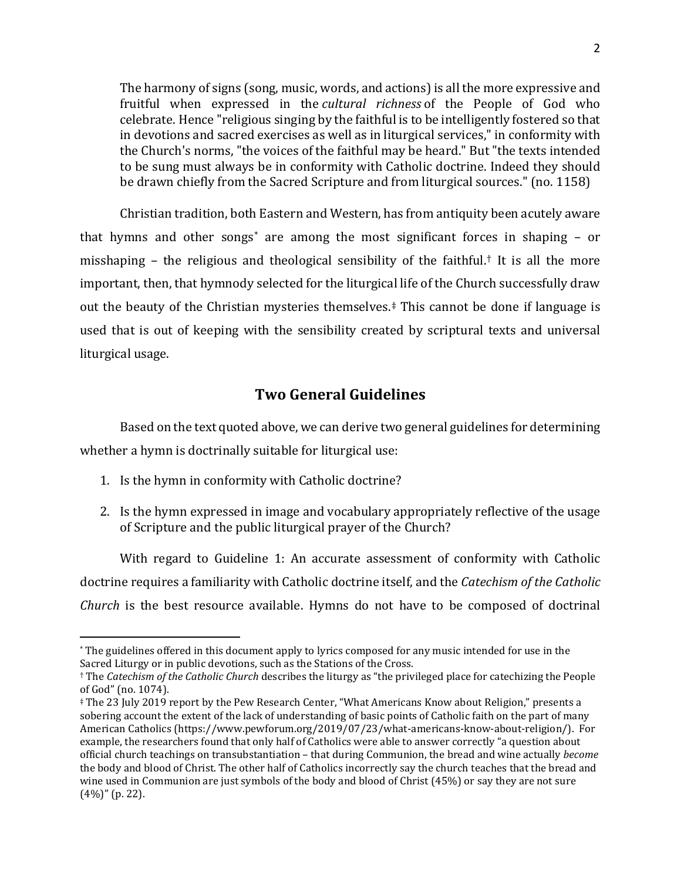> The harmony of signs (song, music, words, and actions) is all the more expressive and fruitful when expressed in the *cultural richness* of the People of God who celebrate. Hence "religious singing by the faithful is to be intelligently fostered so that in devotions and sacred exercises as well as in liturgical services," in conformity with the Church's norms, "the voices of the faithful may be heard." But "the texts intended to be sung must always be in conformity with Catholic doctrine. Indeed they should be drawn chiefly from the Sacred Scripture and from liturgical sources." (no. 1158)

Christian tradition, both Eastern and Western, has from antiquity been acutely aware that hymns and other songs* are among the most significant forces in shaping – or misshaping – the religious and theological sensibility of the faithful.† It is all the more important, then, that hymnody selected for the liturgical life of the Church successfully draw out the beauty of the Christian mysteries themselves.‡ This cannot be done if language is used that is out of keeping with the sensibility created by scriptural texts and universal liturgical usage.

## Two General Guidelines

Based on the text quoted above, we can derive two general guidelines for determining whether a hymn is doctrinally suitable for liturgical use:

1. Is the hymn in conformity with Catholic doctrine?
2. Is the hymn expressed in image and vocabulary appropriately reflective of the usage of Scripture and the public liturgical prayer of the Church?

With regard to Guideline 1: An accurate assessment of conformity with Catholic doctrine requires a familiarity with Catholic doctrine itself, and the *Catechism of the Catholic Church* is the best resource available. Hymns do not have to be composed of doctrinal

---

* The guidelines offered in this document apply to lyrics composed for any music intended for use in the Sacred Liturgy or in public devotions, such as the Stations of the Cross.

† The *Catechism of the Catholic Church* describes the liturgy as "the privileged place for catechizing the People of God" (no. 1074).

‡ The 23 July 2019 report by the Pew Research Center, "What Americans Know about Religion," presents a sobering account the extent of the lack of understanding of basic points of Catholic faith on the part of many American Catholics (https://www.pewforum.org/2019/07/23/what-americans-know-about-religion/). For example, the researchers found that only half of Catholics were able to answer correctly "a question about official church teachings on transubstantiation – that during Communion, the bread and wine actually *become* the body and blood of Christ. The other half of Catholics incorrectly say the church teaches that the bread and wine used in Communion are just symbols of the body and blood of Christ (45%) or say they are not sure (4%)" (p. 22).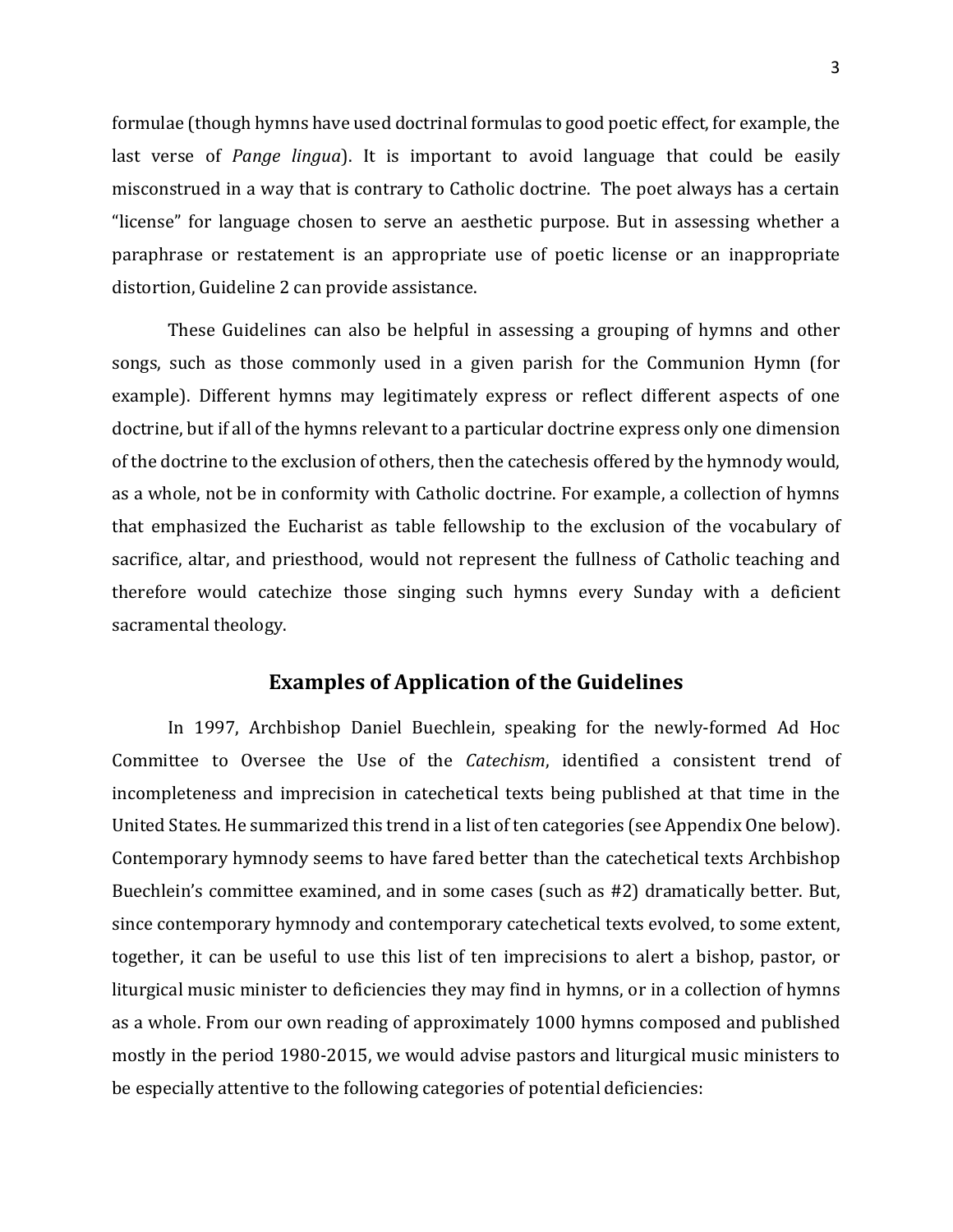formulae (though hymns have used doctrinal formulas to good poetic effect, for example, the last verse of *Pange lingua*). It is important to avoid language that could be easily misconstrued in a way that is contrary to Catholic doctrine. The poet always has a certain "license" for language chosen to serve an aesthetic purpose. But in assessing whether a paraphrase or restatement is an appropriate use of poetic license or an inappropriate distortion, Guideline 2 can provide assistance.

These Guidelines can also be helpful in assessing a grouping of hymns and other songs, such as those commonly used in a given parish for the Communion Hymn (for example). Different hymns may legitimately express or reflect different aspects of one doctrine, but if all of the hymns relevant to a particular doctrine express only one dimension of the doctrine to the exclusion of others, then the catechesis offered by the hymnody would, as a whole, not be in conformity with Catholic doctrine. For example, a collection of hymns that emphasized the Eucharist as table fellowship to the exclusion of the vocabulary of sacrifice, altar, and priesthood, would not represent the fullness of Catholic teaching and therefore would catechize those singing such hymns every Sunday with a deficient sacramental theology.

## Examples of Application of the Guidelines

In 1997, Archbishop Daniel Buechlein, speaking for the newly-formed Ad Hoc Committee to Oversee the Use of the *Catechism*, identified a consistent trend of incompleteness and imprecision in catechetical texts being published at that time in the United States. He summarized this trend in a list of ten categories (see Appendix One below). Contemporary hymnody seems to have fared better than the catechetical texts Archbishop Buechlein's committee examined, and in some cases (such as #2) dramatically better. But, since contemporary hymnody and contemporary catechetical texts evolved, to some extent, together, it can be useful to use this list of ten imprecisions to alert a bishop, pastor, or liturgical music minister to deficiencies they may find in hymns, or in a collection of hymns as a whole. From our own reading of approximately 1000 hymns composed and published mostly in the period 1980-2015, we would advise pastors and liturgical music ministers to be especially attentive to the following categories of potential deficiencies: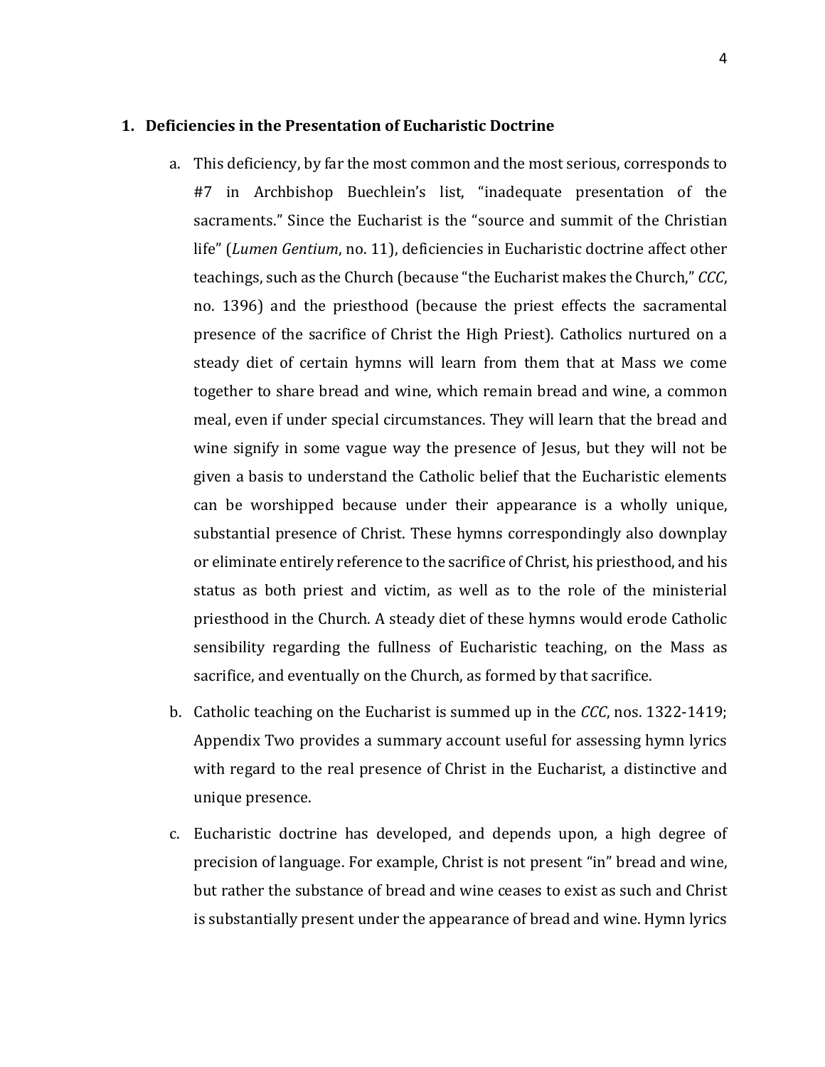## 1. Deficiencies in the Presentation of Eucharistic Doctrine

a. This deficiency, by far the most common and the most serious, corresponds to #7 in Archbishop Buechlein's list, "inadequate presentation of the sacraments." Since the Eucharist is the "source and summit of the Christian life" (*Lumen Gentium*, no. 11), deficiencies in Eucharistic doctrine affect other teachings, such as the Church (because "the Eucharist makes the Church," *CCC*, no. 1396) and the priesthood (because the priest effects the sacramental presence of the sacrifice of Christ the High Priest). Catholics nurtured on a steady diet of certain hymns will learn from them that at Mass we come together to share bread and wine, which remain bread and wine, a common meal, even if under special circumstances. They will learn that the bread and wine signify in some vague way the presence of Jesus, but they will not be given a basis to understand the Catholic belief that the Eucharistic elements can be worshipped because under their appearance is a wholly unique, substantial presence of Christ. These hymns correspondingly also downplay or eliminate entirely reference to the sacrifice of Christ, his priesthood, and his status as both priest and victim, as well as to the role of the ministerial priesthood in the Church. A steady diet of these hymns would erode Catholic sensibility regarding the fullness of Eucharistic teaching, on the Mass as sacrifice, and eventually on the Church, as formed by that sacrifice.

b. Catholic teaching on the Eucharist is summed up in the *CCC*, nos. 1322-1419; Appendix Two provides a summary account useful for assessing hymn lyrics with regard to the real presence of Christ in the Eucharist, a distinctive and unique presence.

c. Eucharistic doctrine has developed, and depends upon, a high degree of precision of language. For example, Christ is not present "in" bread and wine, but rather the substance of bread and wine ceases to exist as such and Christ is substantially present under the appearance of bread and wine. Hymn lyrics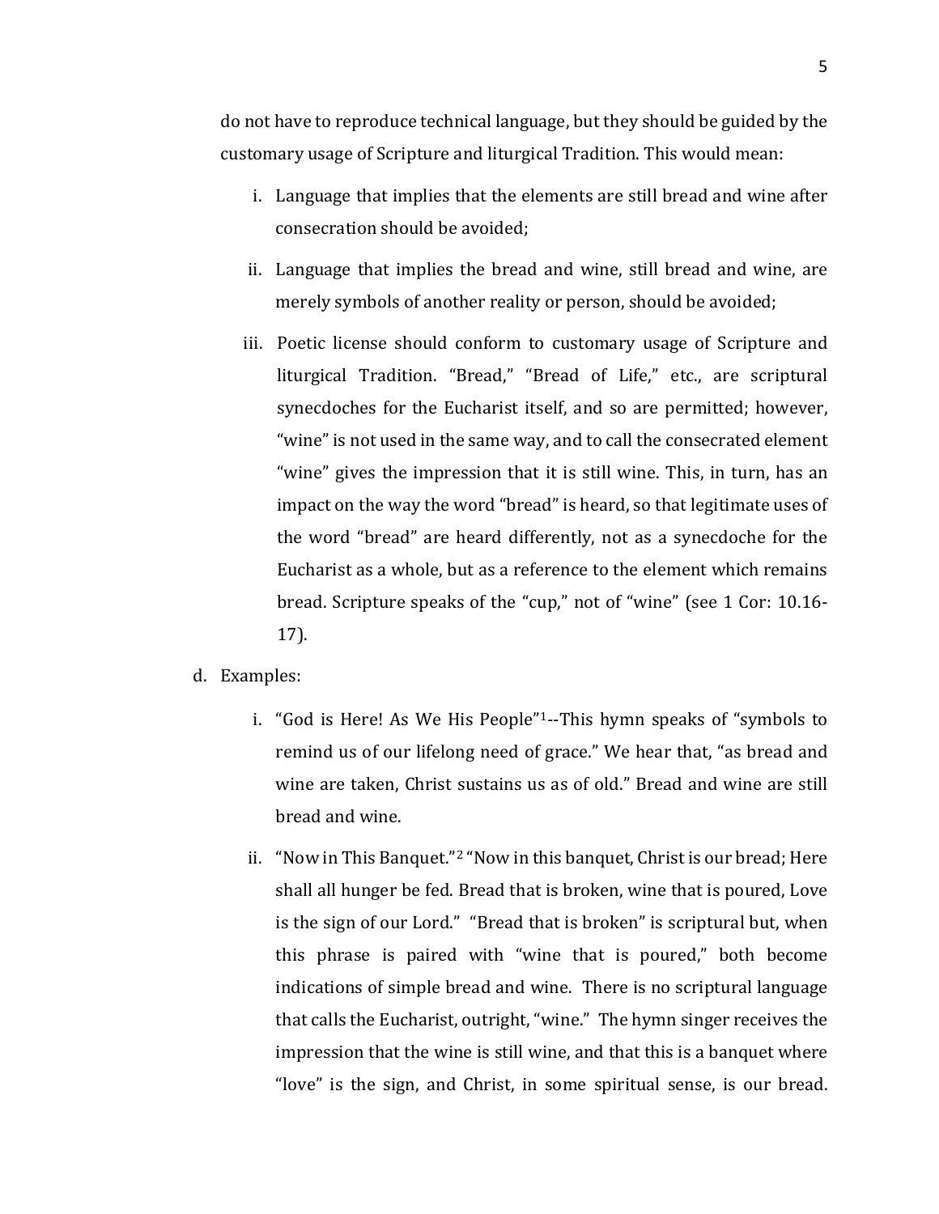do not have to reproduce technical language, but they should be guided by the customary usage of Scripture and liturgical Tradition. This would mean:

i. Language that implies that the elements are still bread and wine after consecration should be avoided;

ii. Language that implies the bread and wine, still bread and wine, are merely symbols of another reality or person, should be avoided;

iii. Poetic license should conform to customary usage of Scripture and liturgical Tradition. "Bread," "Bread of Life," etc., are scriptural synecdoches for the Eucharist itself, and so are permitted; however, "wine" is not used in the same way, and to call the consecrated element "wine" gives the impression that it is still wine. This, in turn, has an impact on the way the word "bread" is heard, so that legitimate uses of the word "bread" are heard differently, not as a synecdoche for the Eucharist as a whole, but as a reference to the element which remains bread. Scripture speaks of the "cup," not of "wine" (see 1 Cor: 10.16-17).

d. Examples:

i. "God is Here! As We His People"[1]--This hymn speaks of "symbols to remind us of our lifelong need of grace." We hear that, "as bread and wine are taken, Christ sustains us as of old." Bread and wine are still bread and wine.

ii. "Now in This Banquet."[2] "Now in this banquet, Christ is our bread; Here shall all hunger be fed. Bread that is broken, wine that is poured, Love is the sign of our Lord." "Bread that is broken" is scriptural but, when this phrase is paired with "wine that is poured," both become indications of simple bread and wine. There is no scriptural language that calls the Eucharist, outright, "wine." The hymn singer receives the impression that the wine is still wine, and that this is a banquet where "love" is the sign, and Christ, in some spiritual sense, is our bread.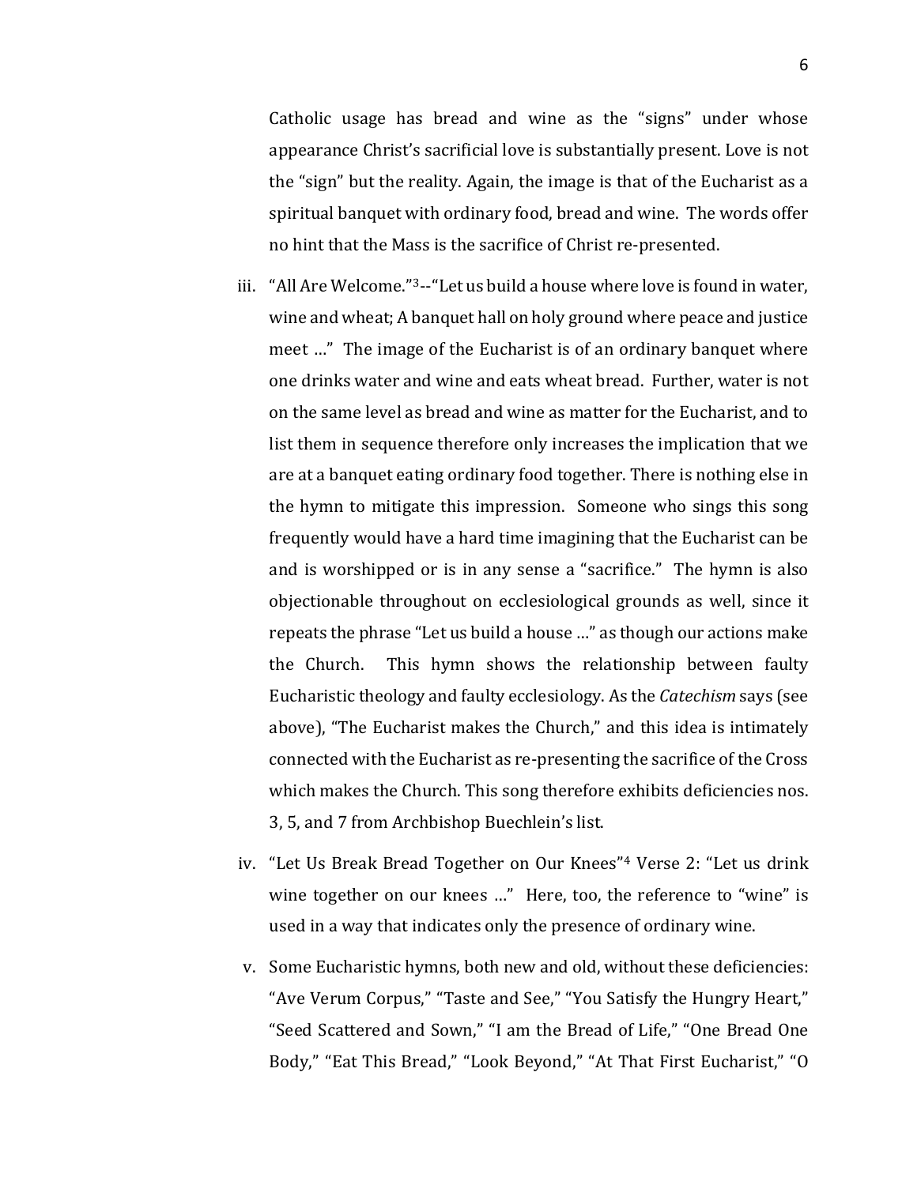Catholic usage has bread and wine as the "signs" under whose appearance Christ's sacrificial love is substantially present. Love is not the "sign" but the reality. Again, the image is that of the Eucharist as a spiritual banquet with ordinary food, bread and wine. The words offer no hint that the Mass is the sacrifice of Christ re-presented.

iii. "All Are Welcome."[3]--"Let us build a house where love is found in water, wine and wheat; A banquet hall on holy ground where peace and justice meet …" The image of the Eucharist is of an ordinary banquet where one drinks water and wine and eats wheat bread. Further, water is not on the same level as bread and wine as matter for the Eucharist, and to list them in sequence therefore only increases the implication that we are at a banquet eating ordinary food together. There is nothing else in the hymn to mitigate this impression. Someone who sings this song frequently would have a hard time imagining that the Eucharist can be and is worshipped or is in any sense a "sacrifice." The hymn is also objectionable throughout on ecclesiological grounds as well, since it repeats the phrase "Let us build a house …" as though our actions make the Church. This hymn shows the relationship between faulty Eucharistic theology and faulty ecclesiology. As the *Catechism* says (see above), "The Eucharist makes the Church," and this idea is intimately connected with the Eucharist as re-presenting the sacrifice of the Cross which makes the Church. This song therefore exhibits deficiencies nos. 3, 5, and 7 from Archbishop Buechlein's list.

iv. "Let Us Break Bread Together on Our Knees"[4] Verse 2: "Let us drink wine together on our knees …" Here, too, the reference to "wine" is used in a way that indicates only the presence of ordinary wine.

v. Some Eucharistic hymns, both new and old, without these deficiencies: "Ave Verum Corpus," "Taste and See," "You Satisfy the Hungry Heart," "Seed Scattered and Sown," "I am the Bread of Life," "One Bread One Body," "Eat This Bread," "Look Beyond," "At That First Eucharist," "O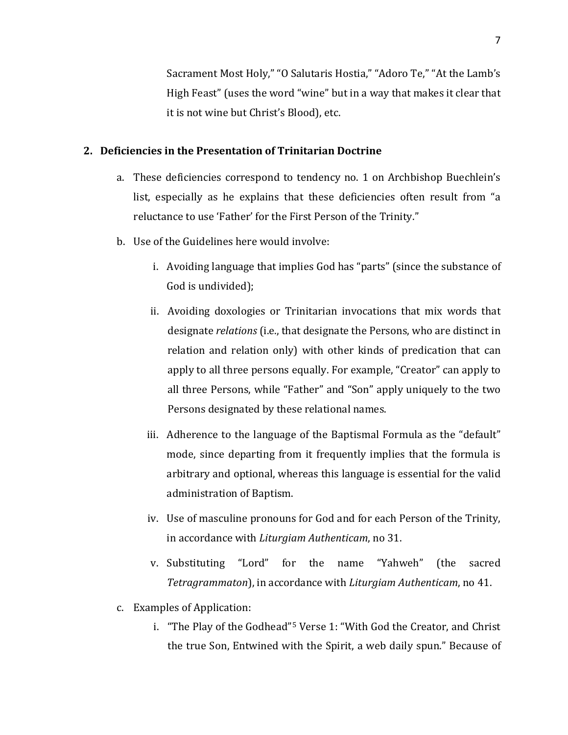Sacrament Most Holy," "O Salutaris Hostia," "Adoro Te," "At the Lamb's High Feast" (uses the word "wine" but in a way that makes it clear that it is not wine but Christ's Blood), etc.

## 2. Deficiencies in the Presentation of Trinitarian Doctrine

a. These deficiencies correspond to tendency no. 1 on Archbishop Buechlein's list, especially as he explains that these deficiencies often result from "a reluctance to use 'Father' for the First Person of the Trinity."

b. Use of the Guidelines here would involve:

   i. Avoiding language that implies God has "parts" (since the substance of God is undivided);

   ii. Avoiding doxologies or Trinitarian invocations that mix words that designate *relations* (i.e., that designate the Persons, who are distinct in relation and relation only) with other kinds of predication that can apply to all three persons equally. For example, "Creator" can apply to all three Persons, while "Father" and "Son" apply uniquely to the two Persons designated by these relational names.

   iii. Adherence to the language of the Baptismal Formula as the "default" mode, since departing from it frequently implies that the formula is arbitrary and optional, whereas this language is essential for the valid administration of Baptism.

   iv. Use of masculine pronouns for God and for each Person of the Trinity, in accordance with *Liturgiam Authenticam*, no 31.

   v. Substituting "Lord" for the name "Yahweh" (the sacred *Tetragrammaton*), in accordance with *Liturgiam Authenticam*, no 41.

c. Examples of Application:

   i. "The Play of the Godhead"[5] Verse 1: "With God the Creator, and Christ the true Son, Entwined with the Spirit, a web daily spun." Because of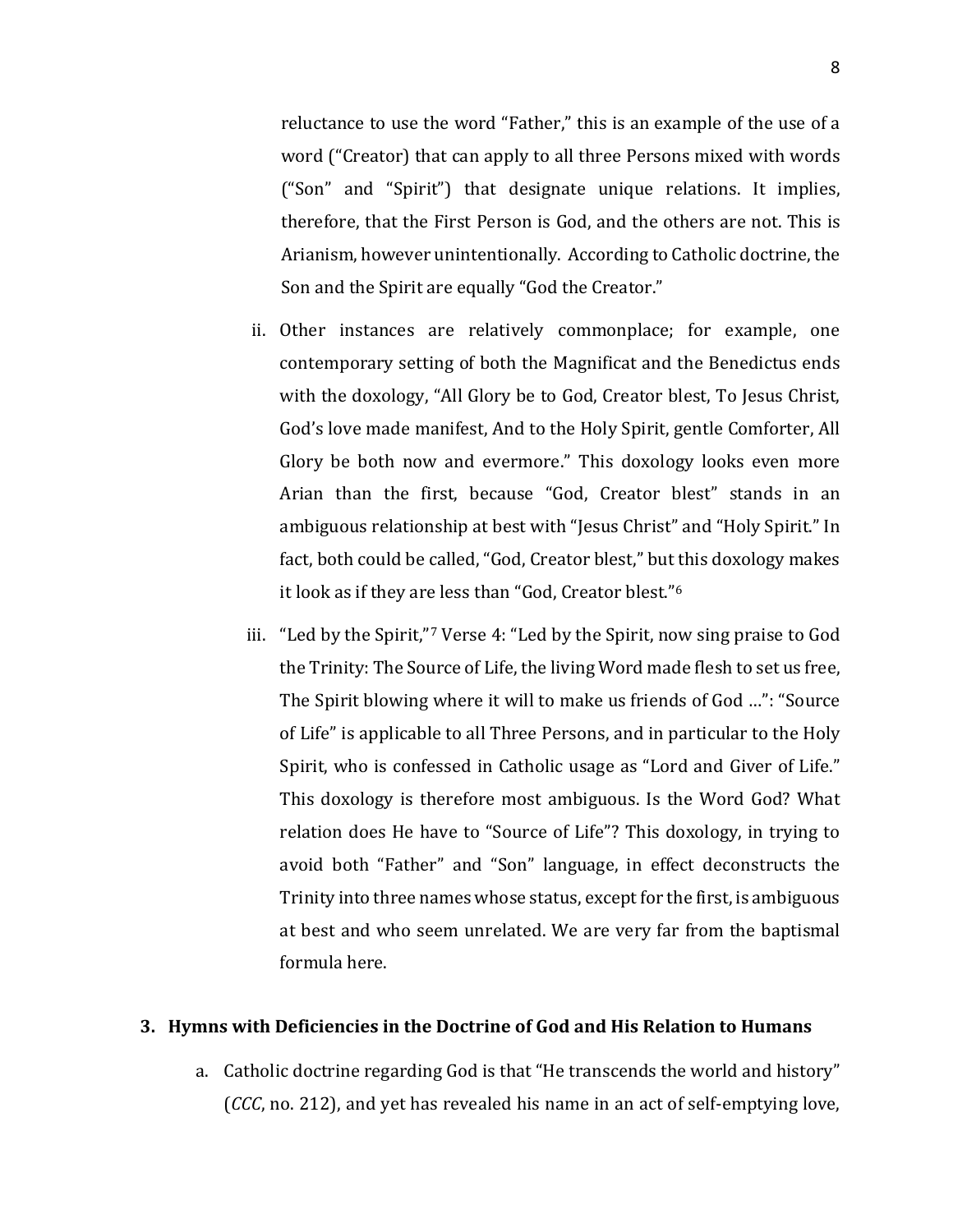reluctance to use the word “Father,” this is an example of the use of a word (“Creator) that can apply to all three Persons mixed with words (“Son” and “Spirit”) that designate unique relations. It implies, therefore, that the First Person is God, and the others are not. This is Arianism, however unintentionally. According to Catholic doctrine, the Son and the Spirit are equally “God the Creator.”

ii. Other instances are relatively commonplace; for example, one contemporary setting of both the Magnificat and the Benedictus ends with the doxology, “All Glory be to God, Creator blest, To Jesus Christ, God’s love made manifest, And to the Holy Spirit, gentle Comforter, All Glory be both now and evermore.” This doxology looks even more Arian than the first, because “God, Creator blest” stands in an ambiguous relationship at best with “Jesus Christ” and “Holy Spirit.” In fact, both could be called, “God, Creator blest,” but this doxology makes it look as if they are less than “God, Creator blest.”[6]

iii. “Led by the Spirit,”[7] Verse 4: “Led by the Spirit, now sing praise to God the Trinity: The Source of Life, the living Word made flesh to set us free, The Spirit blowing where it will to make us friends of God …”: “Source of Life” is applicable to all Three Persons, and in particular to the Holy Spirit, who is confessed in Catholic usage as “Lord and Giver of Life.” This doxology is therefore most ambiguous. Is the Word God? What relation does He have to “Source of Life”? This doxology, in trying to avoid both “Father” and “Son” language, in effect deconstructs the Trinity into three names whose status, except for the first, is ambiguous at best and who seem unrelated. We are very far from the baptismal formula here.

### 3. Hymns with Deficiencies in the Doctrine of God and His Relation to Humans

a. Catholic doctrine regarding God is that “He transcends the world and history” (*CCC*, no. 212), and yet has revealed his name in an act of self-emptying love,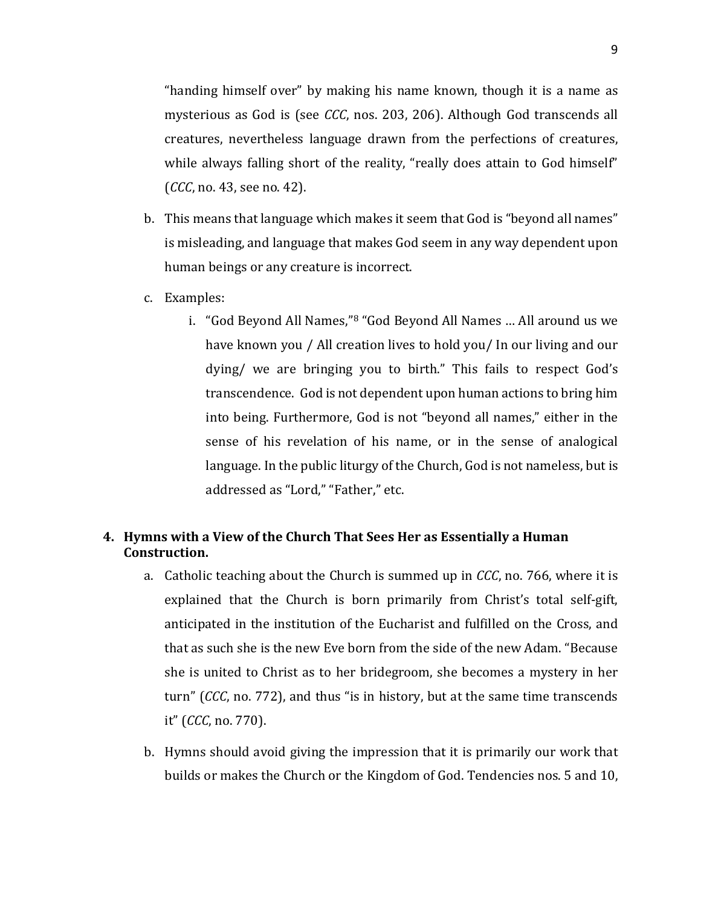"handing himself over" by making his name known, though it is a name as mysterious as God is (see *CCC*, nos. 203, 206). Although God transcends all creatures, nevertheless language drawn from the perfections of creatures, while always falling short of the reality, "really does attain to God himself" (*CCC*, no. 43, see no. 42).

b. This means that language which makes it seem that God is "beyond all names" is misleading, and language that makes God seem in any way dependent upon human beings or any creature is incorrect.

c. Examples:

   i. "God Beyond All Names,"[8] "God Beyond All Names … All around us we have known you / All creation lives to hold you/ In our living and our dying/ we are bringing you to birth." This fails to respect God's transcendence. God is not dependent upon human actions to bring him into being. Furthermore, God is not "beyond all names," either in the sense of his revelation of his name, or in the sense of analogical language. In the public liturgy of the Church, God is not nameless, but is addressed as "Lord," "Father," etc.

**4. Hymns with a View of the Church That Sees Her as Essentially a Human Construction.**

a. Catholic teaching about the Church is summed up in *CCC*, no. 766, where it is explained that the Church is born primarily from Christ's total self-gift, anticipated in the institution of the Eucharist and fulfilled on the Cross, and that as such she is the new Eve born from the side of the new Adam. "Because she is united to Christ as to her bridegroom, she becomes a mystery in her turn" (*CCC*, no. 772), and thus "is in history, but at the same time transcends it" (*CCC*, no. 770).

b. Hymns should avoid giving the impression that it is primarily our work that builds or makes the Church or the Kingdom of God. Tendencies nos. 5 and 10,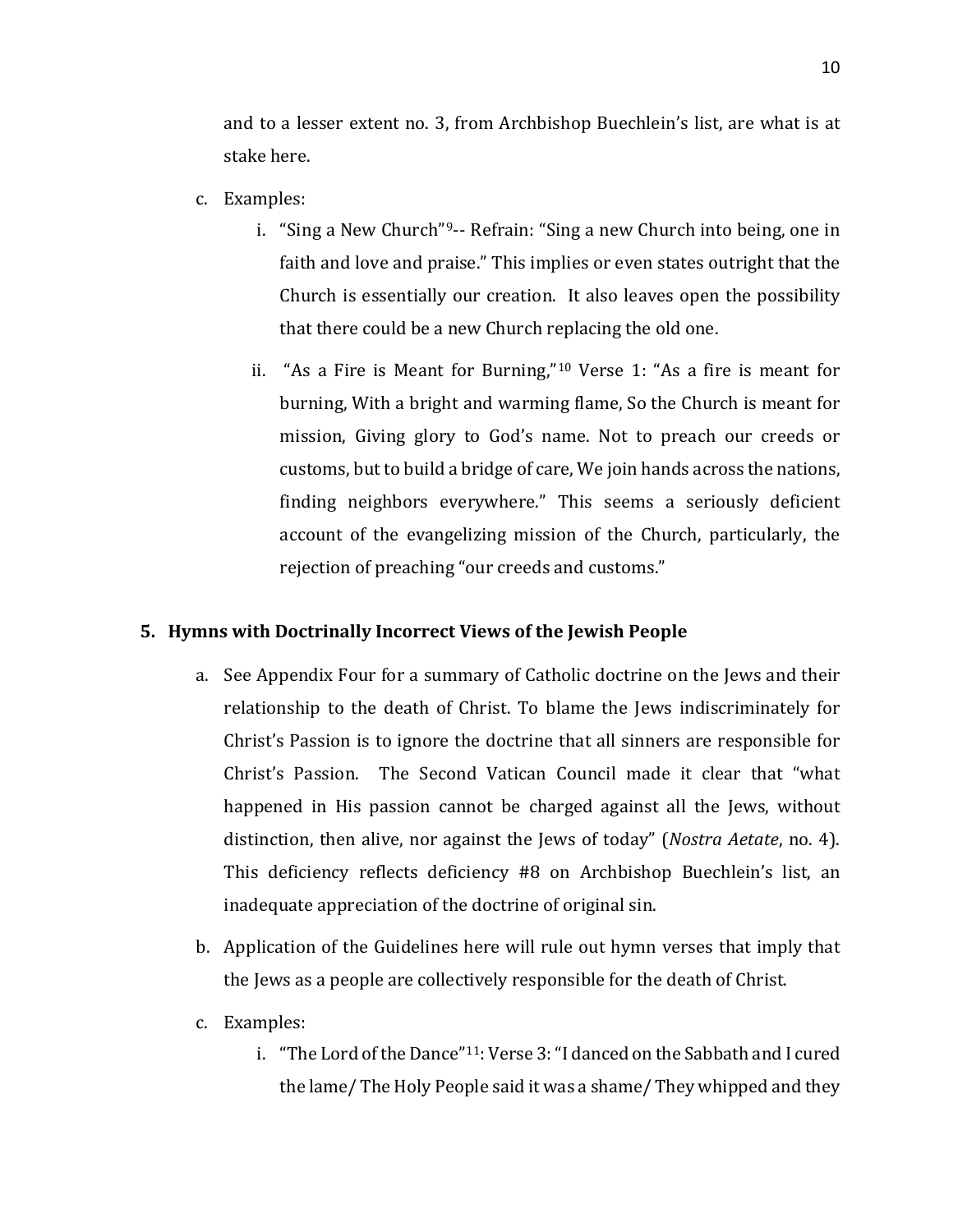and to a lesser extent no. 3, from Archbishop Buechlein's list, are what is at stake here.

c. Examples:

   i. "Sing a New Church"[9]-- Refrain: "Sing a new Church into being, one in faith and love and praise." This implies or even states outright that the Church is essentially our creation. It also leaves open the possibility that there could be a new Church replacing the old one.

   ii. "As a Fire is Meant for Burning,"[10] Verse 1: "As a fire is meant for burning, With a bright and warming flame, So the Church is meant for mission, Giving glory to God's name. Not to preach our creeds or customs, but to build a bridge of care, We join hands across the nations, finding neighbors everywhere." This seems a seriously deficient account of the evangelizing mission of the Church, particularly, the rejection of preaching "our creeds and customs."

## 5. Hymns with Doctrinally Incorrect Views of the Jewish People

a. See Appendix Four for a summary of Catholic doctrine on the Jews and their relationship to the death of Christ. To blame the Jews indiscriminately for Christ's Passion is to ignore the doctrine that all sinners are responsible for Christ's Passion. The Second Vatican Council made it clear that "what happened in His passion cannot be charged against all the Jews, without distinction, then alive, nor against the Jews of today" (*Nostra Aetate*, no. 4). This deficiency reflects deficiency #8 on Archbishop Buechlein's list, an inadequate appreciation of the doctrine of original sin.

b. Application of the Guidelines here will rule out hymn verses that imply that the Jews as a people are collectively responsible for the death of Christ.

c. Examples:

   i. "The Lord of the Dance"[11]: Verse 3: "I danced on the Sabbath and I cured the lame/ The Holy People said it was a shame/ They whipped and they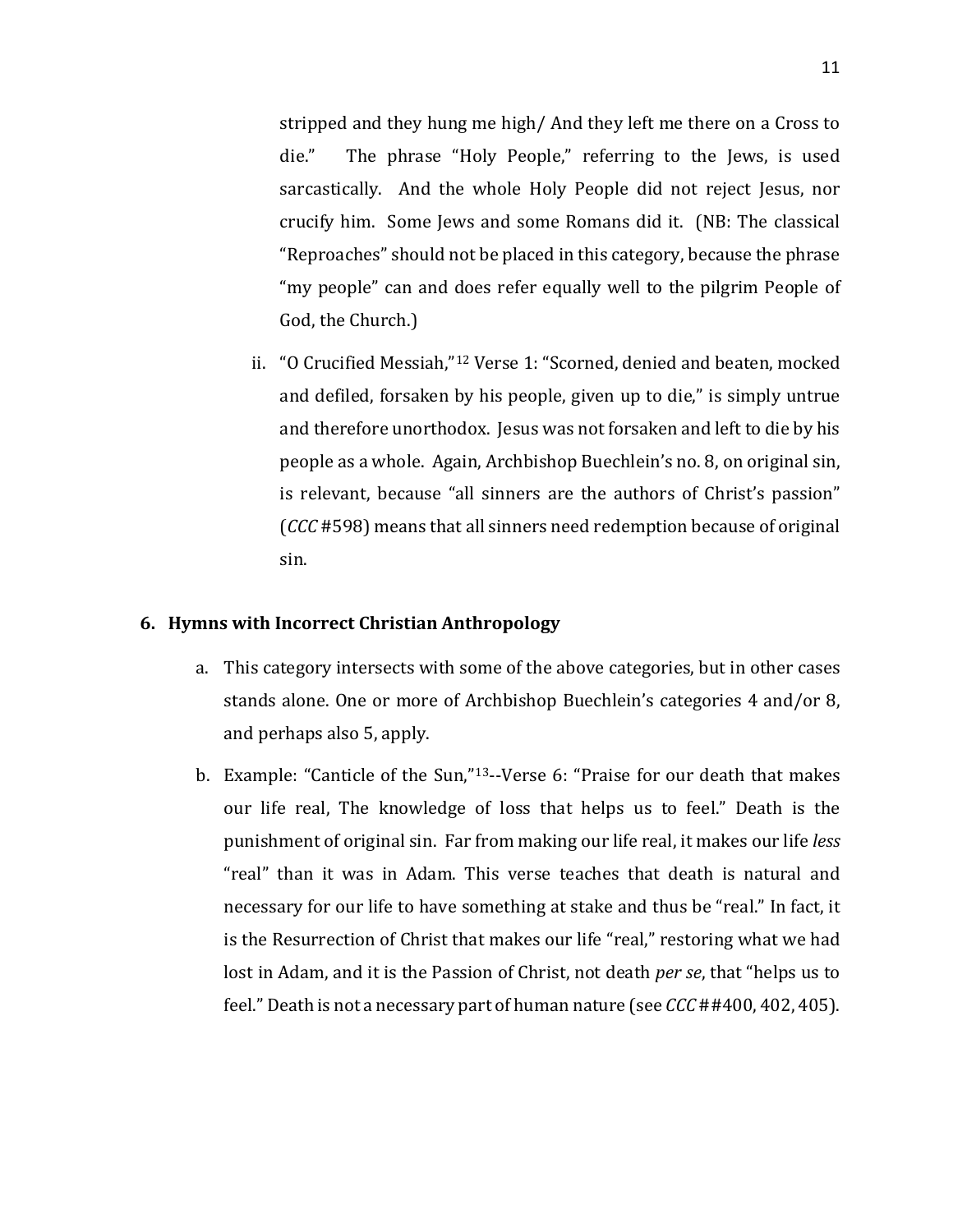stripped and they hung me high/ And they left me there on a Cross to die." The phrase "Holy People," referring to the Jews, is used sarcastically. And the whole Holy People did not reject Jesus, nor crucify him. Some Jews and some Romans did it. (NB: The classical "Reproaches" should not be placed in this category, because the phrase "my people" can and does refer equally well to the pilgrim People of God, the Church.)

ii. "O Crucified Messiah,"[12] Verse 1: "Scorned, denied and beaten, mocked and defiled, forsaken by his people, given up to die," is simply untrue and therefore unorthodox. Jesus was not forsaken and left to die by his people as a whole. Again, Archbishop Buechlein's no. 8, on original sin, is relevant, because "all sinners are the authors of Christ's passion" (*CCC* #598) means that all sinners need redemption because of original sin.

### 6. Hymns with Incorrect Christian Anthropology

a. This category intersects with some of the above categories, but in other cases stands alone. One or more of Archbishop Buechlein's categories 4 and/or 8, and perhaps also 5, apply.

b. Example: "Canticle of the Sun,"[13]--Verse 6: "Praise for our death that makes our life real, The knowledge of loss that helps us to feel." Death is the punishment of original sin. Far from making our life real, it makes our life *less* "real" than it was in Adam. This verse teaches that death is natural and necessary for our life to have something at stake and thus be "real." In fact, it is the Resurrection of Christ that makes our life "real," restoring what we had lost in Adam, and it is the Passion of Christ, not death *per se*, that "helps us to feel." Death is not a necessary part of human nature (see *CCC* ##400, 402, 405).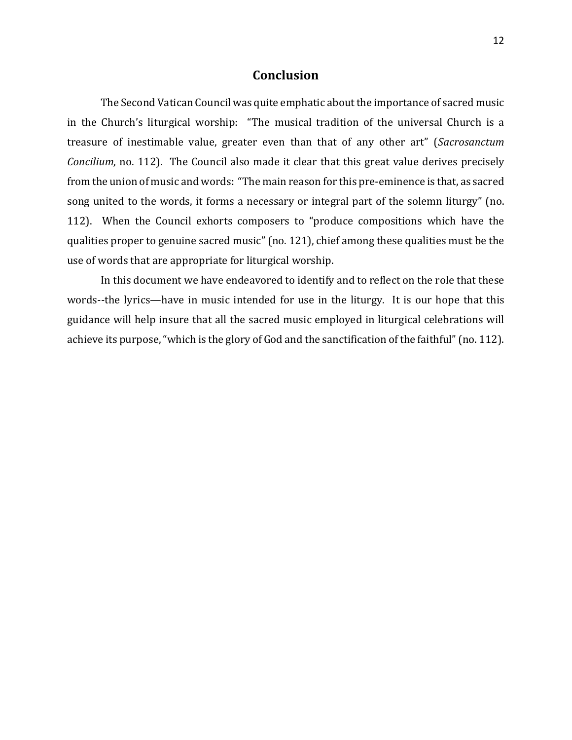## Conclusion

The Second Vatican Council was quite emphatic about the importance of sacred music in the Church's liturgical worship: "The musical tradition of the universal Church is a treasure of inestimable value, greater even than that of any other art" (*Sacrosanctum Concilium*, no. 112). The Council also made it clear that this great value derives precisely from the union of music and words: "The main reason for this pre-eminence is that, as sacred song united to the words, it forms a necessary or integral part of the solemn liturgy" (no. 112). When the Council exhorts composers to "produce compositions which have the qualities proper to genuine sacred music" (no. 121), chief among these qualities must be the use of words that are appropriate for liturgical worship.

In this document we have endeavored to identify and to reflect on the role that these words--the lyrics—have in music intended for use in the liturgy. It is our hope that this guidance will help insure that all the sacred music employed in liturgical celebrations will achieve its purpose, "which is the glory of God and the sanctification of the faithful" (no. 112).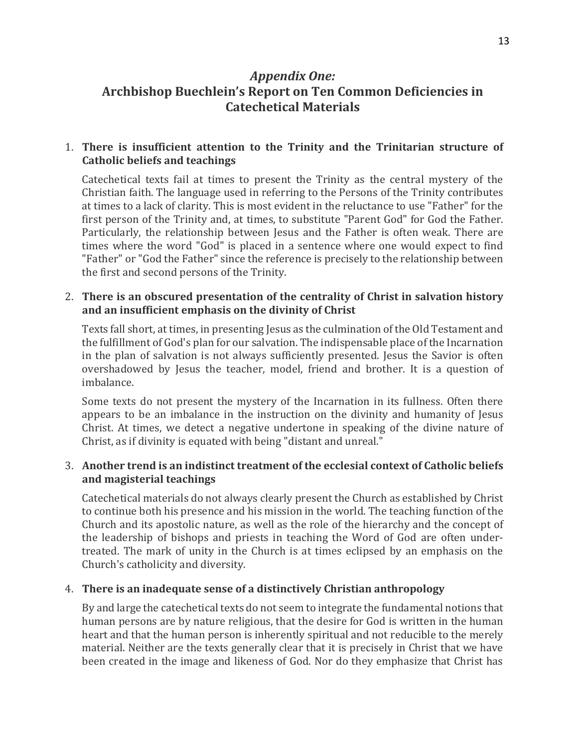## *Appendix One:* Archbishop Buechlein's Report on Ten Common Deficiencies in Catechetical Materials

1. **There is insufficient attention to the Trinity and the Trinitarian structure of Catholic beliefs and teachings**

   Catechetical texts fail at times to present the Trinity as the central mystery of the Christian faith. The language used in referring to the Persons of the Trinity contributes at times to a lack of clarity. This is most evident in the reluctance to use "Father" for the first person of the Trinity and, at times, to substitute "Parent God" for God the Father. Particularly, the relationship between Jesus and the Father is often weak. There are times where the word "God" is placed in a sentence where one would expect to find "Father" or "God the Father" since the reference is precisely to the relationship between the first and second persons of the Trinity.

2. **There is an obscured presentation of the centrality of Christ in salvation history and an insufficient emphasis on the divinity of Christ**

   Texts fall short, at times, in presenting Jesus as the culmination of the Old Testament and the fulfillment of God's plan for our salvation. The indispensable place of the Incarnation in the plan of salvation is not always sufficiently presented. Jesus the Savior is often overshadowed by Jesus the teacher, model, friend and brother. It is a question of imbalance.

   Some texts do not present the mystery of the Incarnation in its fullness. Often there appears to be an imbalance in the instruction on the divinity and humanity of Jesus Christ. At times, we detect a negative undertone in speaking of the divine nature of Christ, as if divinity is equated with being "distant and unreal."

3. **Another trend is an indistinct treatment of the ecclesial context of Catholic beliefs and magisterial teachings**

   Catechetical materials do not always clearly present the Church as established by Christ to continue both his presence and his mission in the world. The teaching function of the Church and its apostolic nature, as well as the role of the hierarchy and the concept of the leadership of bishops and priests in teaching the Word of God are often under-treated. The mark of unity in the Church is at times eclipsed by an emphasis on the Church's catholicity and diversity.

4. **There is an inadequate sense of a distinctively Christian anthropology**

   By and large the catechetical texts do not seem to integrate the fundamental notions that human persons are by nature religious, that the desire for God is written in the human heart and that the human person is inherently spiritual and not reducible to the merely material. Neither are the texts generally clear that it is precisely in Christ that we have been created in the image and likeness of God. Nor do they emphasize that Christ has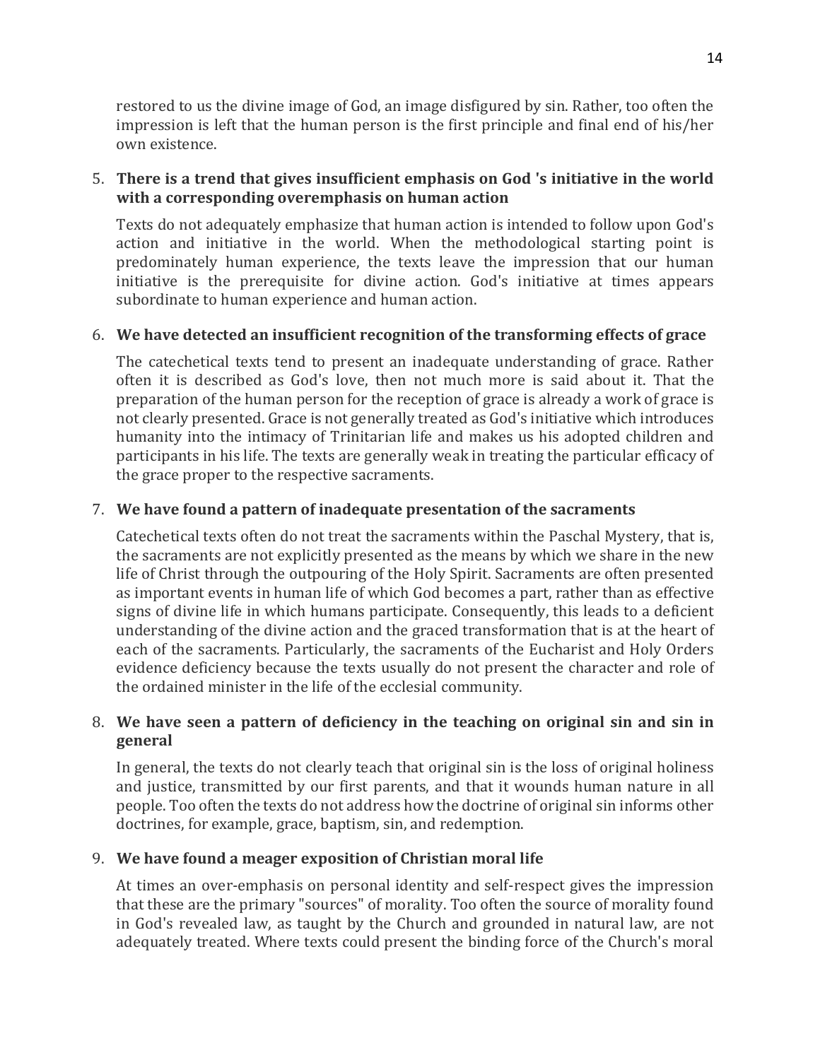restored to us the divine image of God, an image disfigured by sin. Rather, too often the impression is left that the human person is the first principle and final end of his/her own existence.

5. **There is a trend that gives insufficient emphasis on God 's initiative in the world with a corresponding overemphasis on human action**

   Texts do not adequately emphasize that human action is intended to follow upon God's action and initiative in the world. When the methodological starting point is predominately human experience, the texts leave the impression that our human initiative is the prerequisite for divine action. God's initiative at times appears subordinate to human experience and human action.

6. **We have detected an insufficient recognition of the transforming effects of grace**

   The catechetical texts tend to present an inadequate understanding of grace. Rather often it is described as God's love, then not much more is said about it. That the preparation of the human person for the reception of grace is already a work of grace is not clearly presented. Grace is not generally treated as God's initiative which introduces humanity into the intimacy of Trinitarian life and makes us his adopted children and participants in his life. The texts are generally weak in treating the particular efficacy of the grace proper to the respective sacraments.

7. **We have found a pattern of inadequate presentation of the sacraments**

   Catechetical texts often do not treat the sacraments within the Paschal Mystery, that is, the sacraments are not explicitly presented as the means by which we share in the new life of Christ through the outpouring of the Holy Spirit. Sacraments are often presented as important events in human life of which God becomes a part, rather than as effective signs of divine life in which humans participate. Consequently, this leads to a deficient understanding of the divine action and the graced transformation that is at the heart of each of the sacraments. Particularly, the sacraments of the Eucharist and Holy Orders evidence deficiency because the texts usually do not present the character and role of the ordained minister in the life of the ecclesial community.

8. **We have seen a pattern of deficiency in the teaching on original sin and sin in general**

   In general, the texts do not clearly teach that original sin is the loss of original holiness and justice, transmitted by our first parents, and that it wounds human nature in all people. Too often the texts do not address how the doctrine of original sin informs other doctrines, for example, grace, baptism, sin, and redemption.

9. **We have found a meager exposition of Christian moral life**

   At times an over-emphasis on personal identity and self-respect gives the impression that these are the primary "sources" of morality. Too often the source of morality found in God's revealed law, as taught by the Church and grounded in natural law, are not adequately treated. Where texts could present the binding force of the Church's moral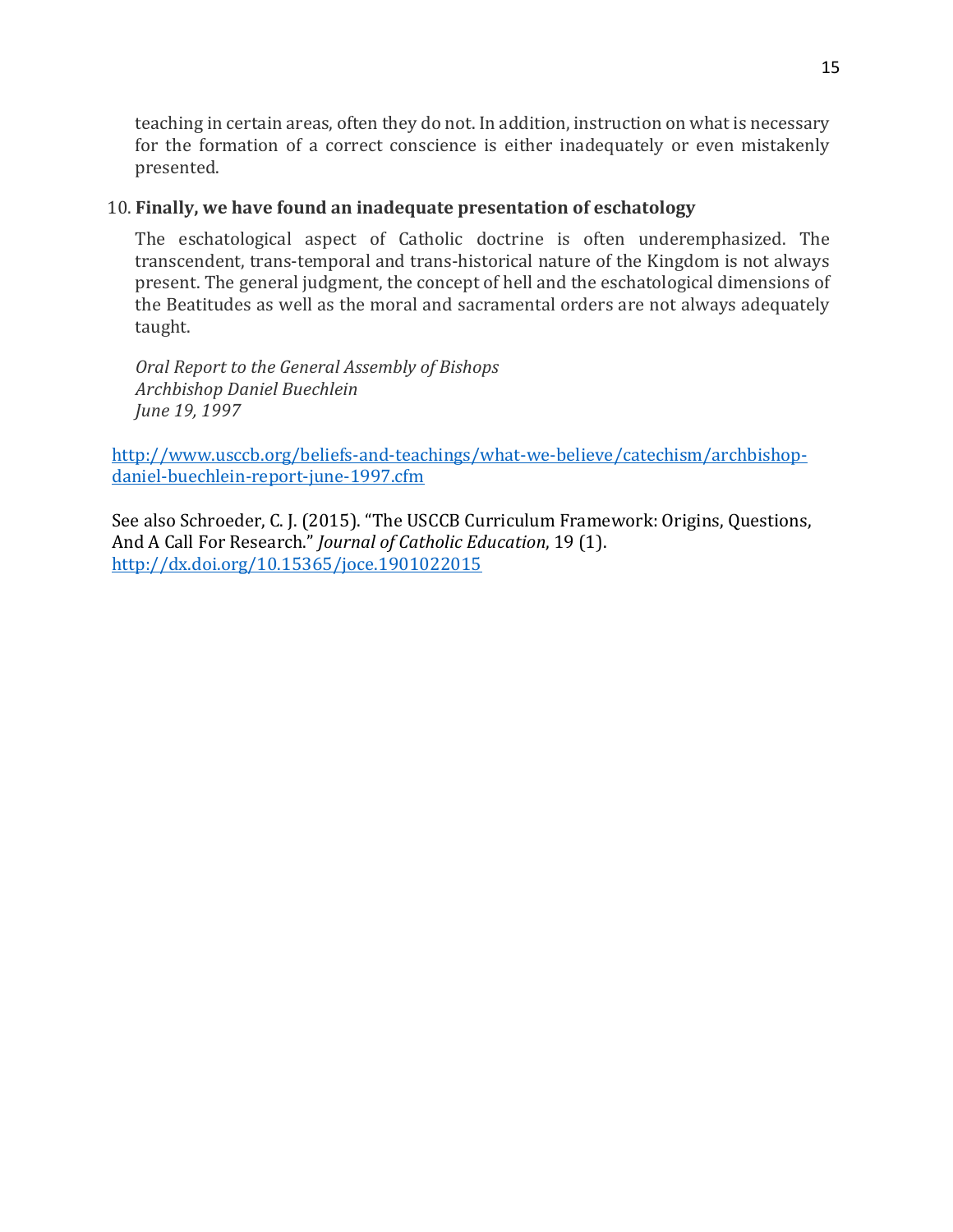teaching in certain areas, often they do not. In addition, instruction on what is necessary for the formation of a correct conscience is either inadequately or even mistakenly presented.

10. **Finally, we have found an inadequate presentation of eschatology**

    The eschatological aspect of Catholic doctrine is often underemphasized. The transcendent, trans-temporal and trans-historical nature of the Kingdom is not always present. The general judgment, the concept of hell and the eschatological dimensions of the Beatitudes as well as the moral and sacramental orders are not always adequately taught.

    *Oral Report to the General Assembly of Bishops*
    *Archbishop Daniel Buechlein*
    *June 19, 1997*

http://www.usccb.org/beliefs-and-teachings/what-we-believe/catechism/archbishop-daniel-buechlein-report-june-1997.cfm

See also Schroeder, C. J. (2015). "The USCCB Curriculum Framework: Origins, Questions, And A Call For Research." *Journal of Catholic Education*, 19 (1). http://dx.doi.org/10.15365/joce.1901022015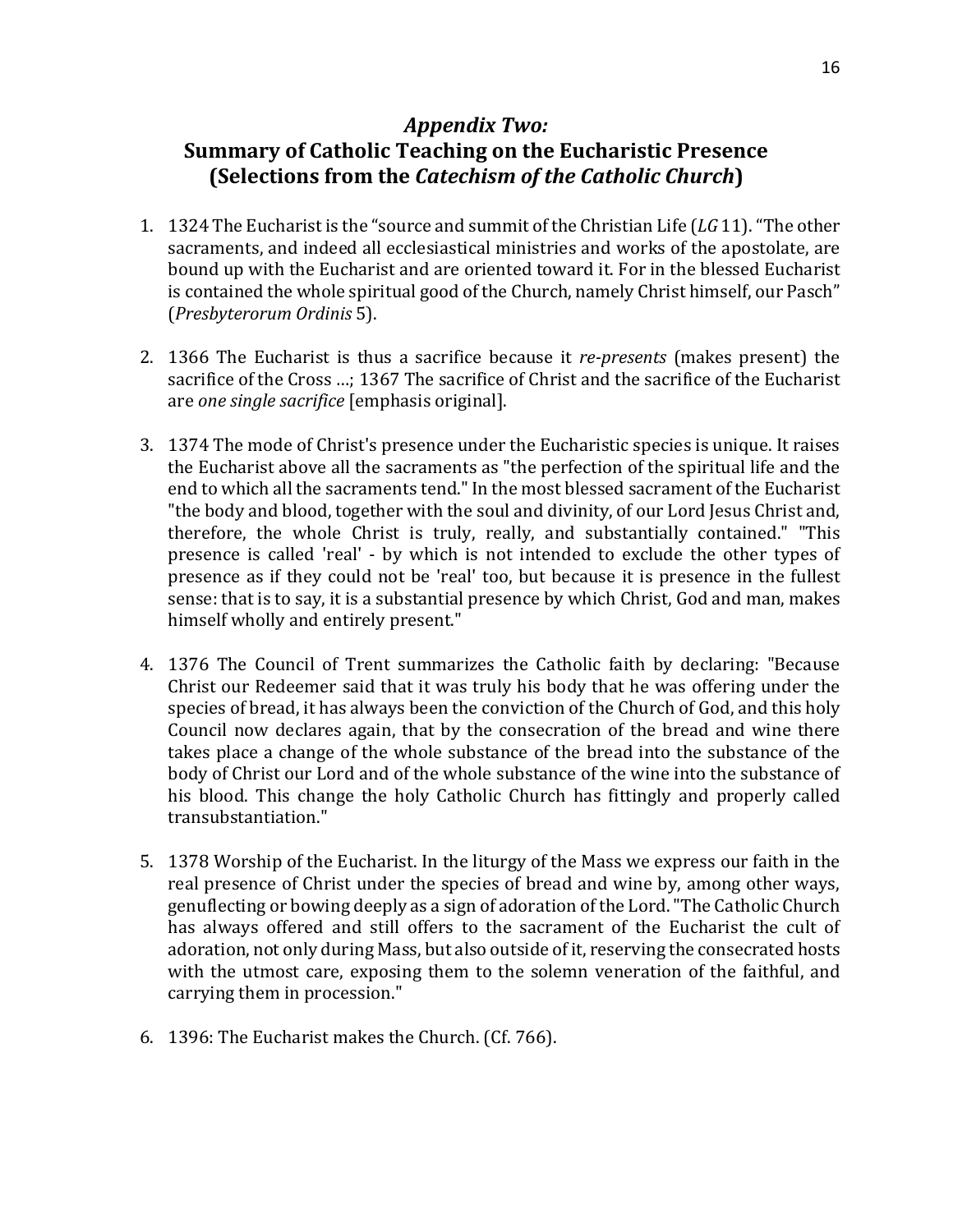## *Appendix Two:*
## Summary of Catholic Teaching on the Eucharistic Presence (Selections from the *Catechism of the Catholic Church*)

1. 1324 The Eucharist is the "source and summit of the Christian Life (*LG* 11). "The other sacraments, and indeed all ecclesiastical ministries and works of the apostolate, are bound up with the Eucharist and are oriented toward it. For in the blessed Eucharist is contained the whole spiritual good of the Church, namely Christ himself, our Pasch" (*Presbyterorum Ordinis* 5).

2. 1366 The Eucharist is thus a sacrifice because it *re-presents* (makes present) the sacrifice of the Cross …; 1367 The sacrifice of Christ and the sacrifice of the Eucharist are *one single sacrifice* [emphasis original].

3. 1374 The mode of Christ's presence under the Eucharistic species is unique. It raises the Eucharist above all the sacraments as "the perfection of the spiritual life and the end to which all the sacraments tend." In the most blessed sacrament of the Eucharist "the body and blood, together with the soul and divinity, of our Lord Jesus Christ and, therefore, the whole Christ is truly, really, and substantially contained." "This presence is called 'real' - by which is not intended to exclude the other types of presence as if they could not be 'real' too, but because it is presence in the fullest sense: that is to say, it is a substantial presence by which Christ, God and man, makes himself wholly and entirely present."

4. 1376 The Council of Trent summarizes the Catholic faith by declaring: "Because Christ our Redeemer said that it was truly his body that he was offering under the species of bread, it has always been the conviction of the Church of God, and this holy Council now declares again, that by the consecration of the bread and wine there takes place a change of the whole substance of the bread into the substance of the body of Christ our Lord and of the whole substance of the wine into the substance of his blood. This change the holy Catholic Church has fittingly and properly called transubstantiation."

5. 1378 Worship of the Eucharist. In the liturgy of the Mass we express our faith in the real presence of Christ under the species of bread and wine by, among other ways, genuflecting or bowing deeply as a sign of adoration of the Lord. "The Catholic Church has always offered and still offers to the sacrament of the Eucharist the cult of adoration, not only during Mass, but also outside of it, reserving the consecrated hosts with the utmost care, exposing them to the solemn veneration of the faithful, and carrying them in procession."

6. 1396: The Eucharist makes the Church. (Cf. 766).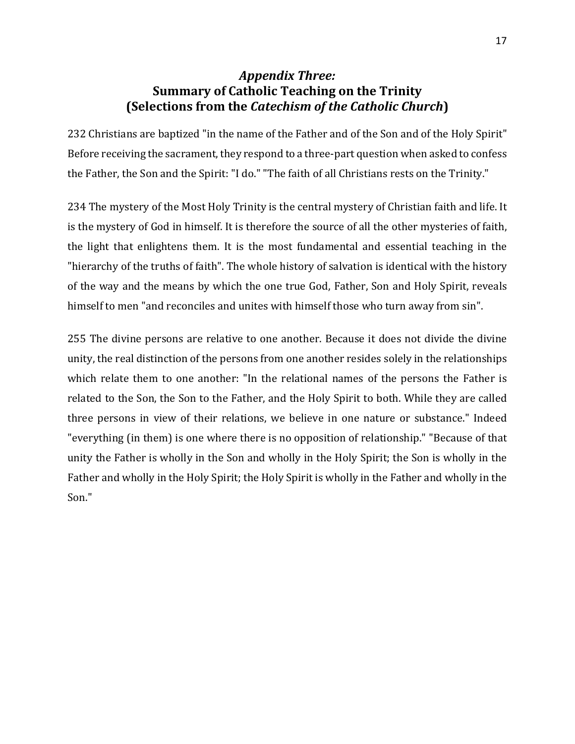## *Appendix Three:* Summary of Catholic Teaching on the Trinity (Selections from the *Catechism of the Catholic Church*)

232 Christians are baptized "in the name of the Father and of the Son and of the Holy Spirit" Before receiving the sacrament, they respond to a three-part question when asked to confess the Father, the Son and the Spirit: "I do." "The faith of all Christians rests on the Trinity."

234 The mystery of the Most Holy Trinity is the central mystery of Christian faith and life. It is the mystery of God in himself. It is therefore the source of all the other mysteries of faith, the light that enlightens them. It is the most fundamental and essential teaching in the "hierarchy of the truths of faith". The whole history of salvation is identical with the history of the way and the means by which the one true God, Father, Son and Holy Spirit, reveals himself to men "and reconciles and unites with himself those who turn away from sin".

255 The divine persons are relative to one another. Because it does not divide the divine unity, the real distinction of the persons from one another resides solely in the relationships which relate them to one another: "In the relational names of the persons the Father is related to the Son, the Son to the Father, and the Holy Spirit to both. While they are called three persons in view of their relations, we believe in one nature or substance." Indeed "everything (in them) is one where there is no opposition of relationship." "Because of that unity the Father is wholly in the Son and wholly in the Holy Spirit; the Son is wholly in the Father and wholly in the Holy Spirit; the Holy Spirit is wholly in the Father and wholly in the Son."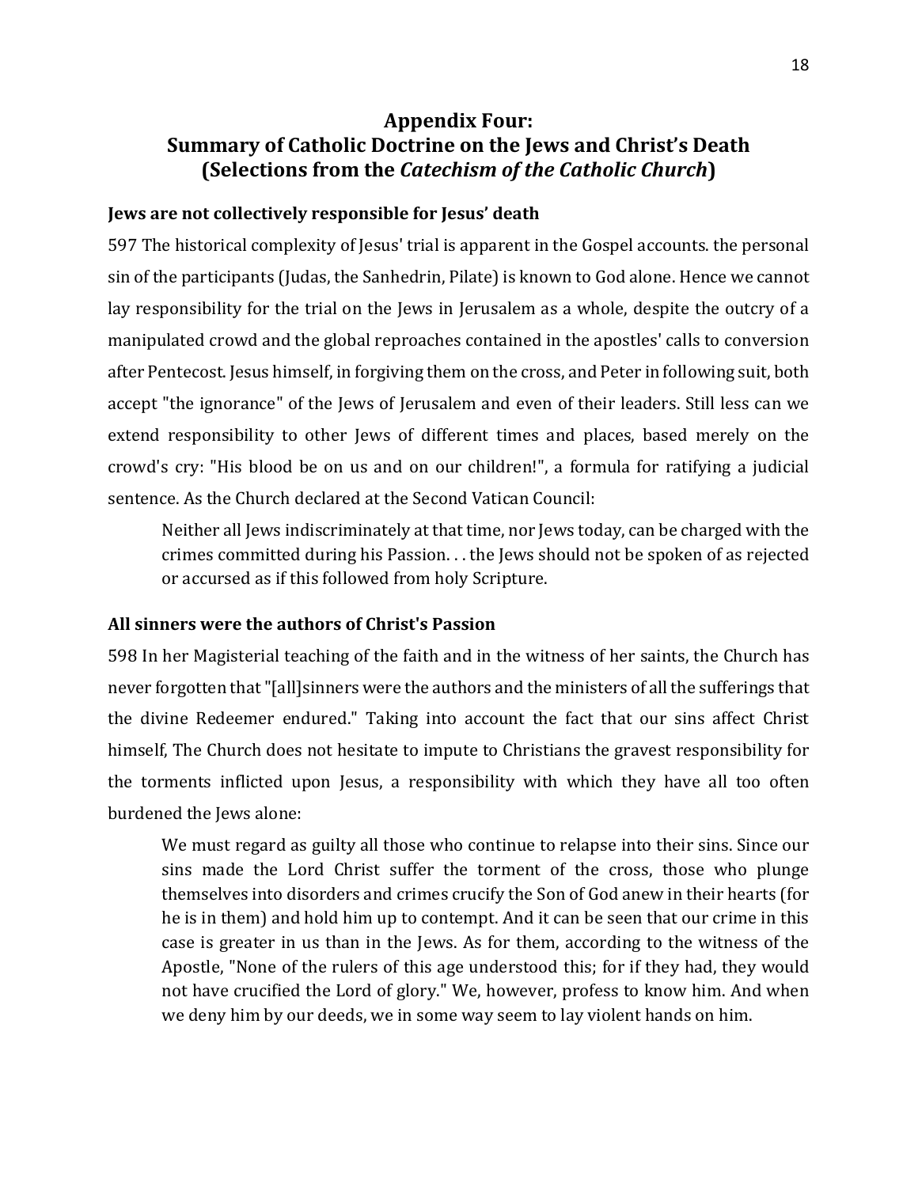## Appendix Four:
## Summary of Catholic Doctrine on the Jews and Christ's Death
## (Selections from the *Catechism of the Catholic Church*)

### Jews are not collectively responsible for Jesus' death

597 The historical complexity of Jesus' trial is apparent in the Gospel accounts. the personal sin of the participants (Judas, the Sanhedrin, Pilate) is known to God alone. Hence we cannot lay responsibility for the trial on the Jews in Jerusalem as a whole, despite the outcry of a manipulated crowd and the global reproaches contained in the apostles' calls to conversion after Pentecost. Jesus himself, in forgiving them on the cross, and Peter in following suit, both accept "the ignorance" of the Jews of Jerusalem and even of their leaders. Still less can we extend responsibility to other Jews of different times and places, based merely on the crowd's cry: "His blood be on us and on our children!", a formula for ratifying a judicial sentence. As the Church declared at the Second Vatican Council:

> Neither all Jews indiscriminately at that time, nor Jews today, can be charged with the crimes committed during his Passion. . . the Jews should not be spoken of as rejected or accursed as if this followed from holy Scripture.

### All sinners were the authors of Christ's Passion

598 In her Magisterial teaching of the faith and in the witness of her saints, the Church has never forgotten that "[all]sinners were the authors and the ministers of all the sufferings that the divine Redeemer endured." Taking into account the fact that our sins affect Christ himself, The Church does not hesitate to impute to Christians the gravest responsibility for the torments inflicted upon Jesus, a responsibility with which they have all too often burdened the Jews alone:

> We must regard as guilty all those who continue to relapse into their sins. Since our sins made the Lord Christ suffer the torment of the cross, those who plunge themselves into disorders and crimes crucify the Son of God anew in their hearts (for he is in them) and hold him up to contempt. And it can be seen that our crime in this case is greater in us than in the Jews. As for them, according to the witness of the Apostle, "None of the rulers of this age understood this; for if they had, they would not have crucified the Lord of glory." We, however, profess to know him. And when we deny him by our deeds, we in some way seem to lay violent hands on him.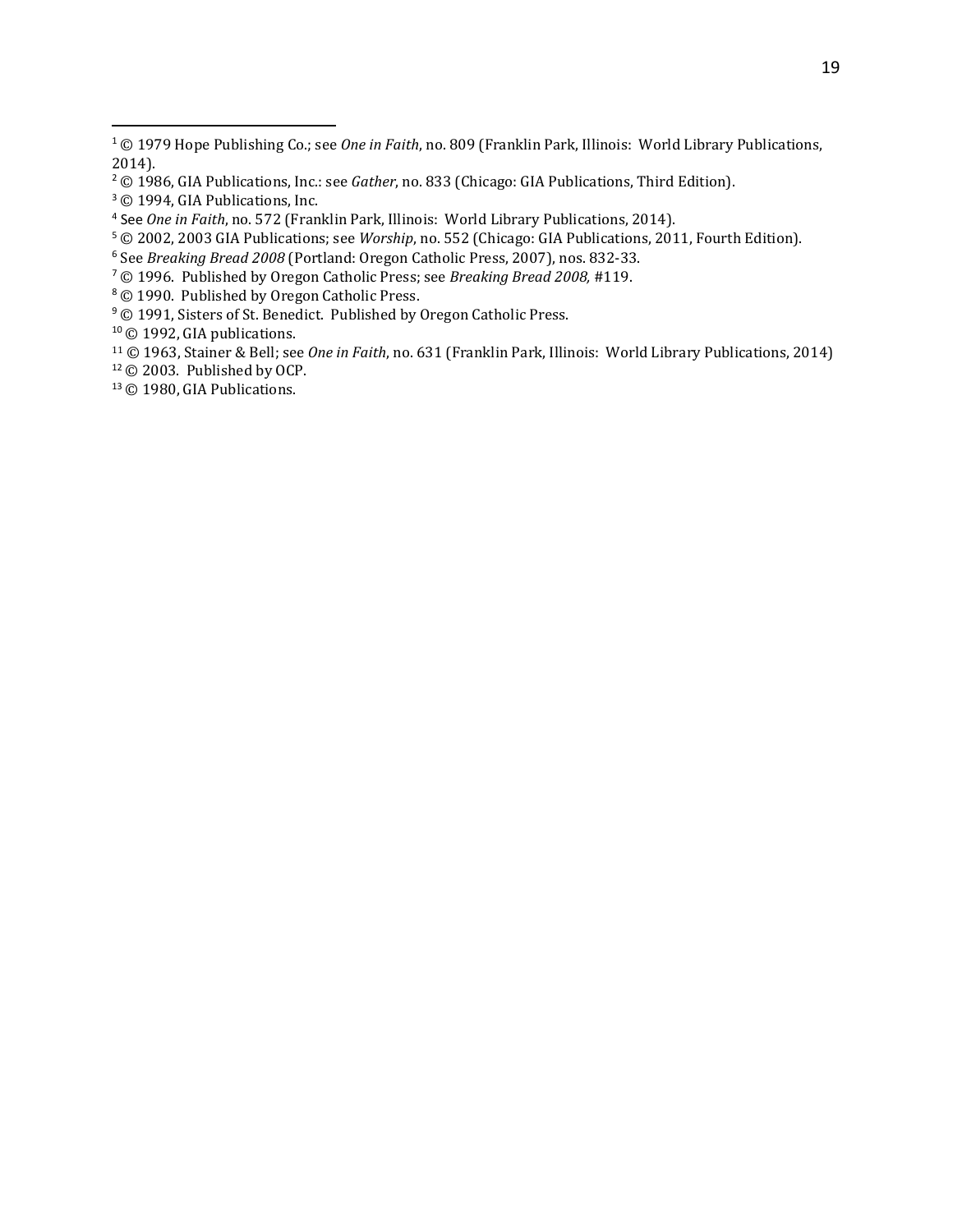[1] © 1979 Hope Publishing Co.; see *One in Faith*, no. 809 (Franklin Park, Illinois: World Library Publications, 2014).

[2] © 1986, GIA Publications, Inc.: see *Gather*, no. 833 (Chicago: GIA Publications, Third Edition).

[3] © 1994, GIA Publications, Inc.

[4] See *One in Faith*, no. 572 (Franklin Park, Illinois: World Library Publications, 2014).

[5] © 2002, 2003 GIA Publications; see *Worship*, no. 552 (Chicago: GIA Publications, 2011, Fourth Edition).

[6] See *Breaking Bread 2008* (Portland: Oregon Catholic Press, 2007), nos. 832-33.

[7] © 1996. Published by Oregon Catholic Press; see *Breaking Bread 2008,* #119.

[8] © 1990. Published by Oregon Catholic Press.

[9] © 1991, Sisters of St. Benedict. Published by Oregon Catholic Press.

[10] © 1992, GIA publications.

[11] © 1963, Stainer & Bell; see *One in Faith*, no. 631 (Franklin Park, Illinois: World Library Publications, 2014)

[12] © 2003. Published by OCP.

[13] © 1980, GIA Publications.